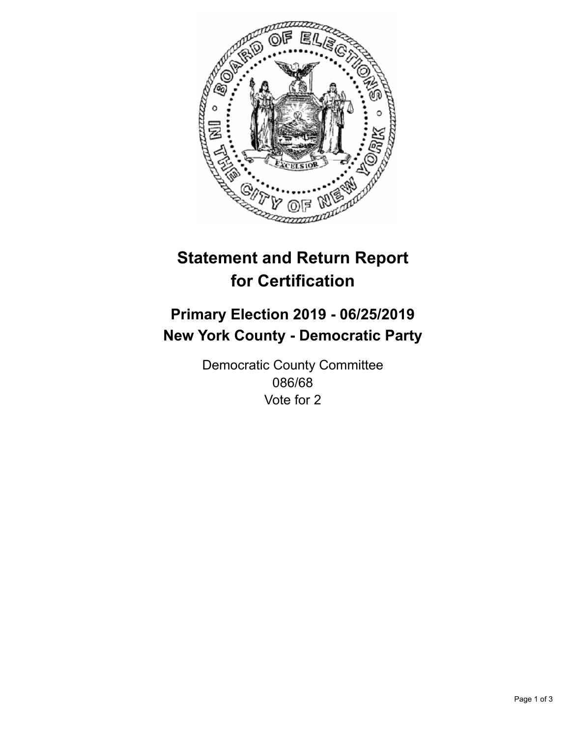# Statement and Return Report for Certification

## Primary Election 2019 - 06/25/2019
## New York County - Democratic Party

Democratic County Committee
086/68
Vote for 2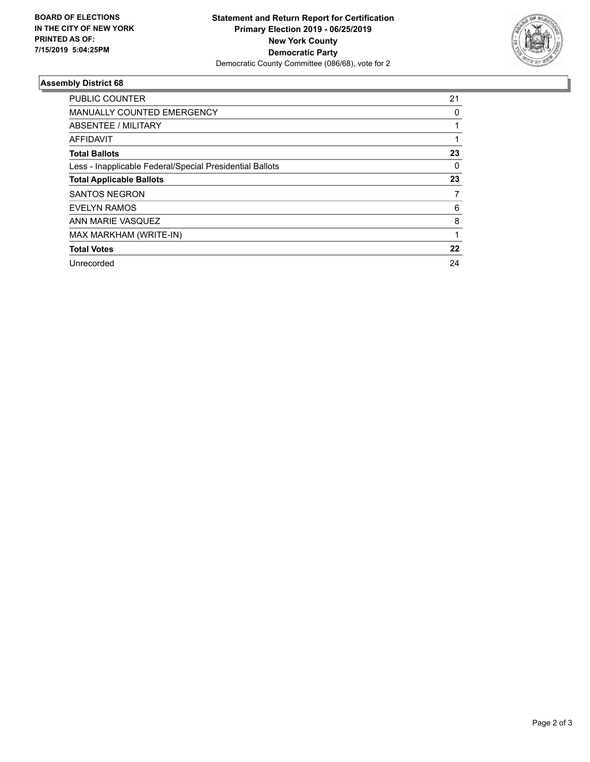**BOARD OF ELECTIONS IN THE CITY OF NEW YORK PRINTED AS OF: 7/15/2019 5:04:25PM**

**Statement and Return Report for Certification**
**Primary Election 2019 - 06/25/2019**
**New York County**
**Democratic Party**
Democratic County Committee (086/68), vote for 2

## Assembly District 68

| | |
|---|---|
| PUBLIC COUNTER | 21 |
| MANUALLY COUNTED EMERGENCY | 0 |
| ABSENTEE / MILITARY | 1 |
| AFFIDAVIT | 1 |
| **Total Ballots** | **23** |
| Less - Inapplicable Federal/Special Presidential Ballots | 0 |
| **Total Applicable Ballots** | **23** |
| SANTOS NEGRON | 7 |
| EVELYN RAMOS | 6 |
| ANN MARIE VASQUEZ | 8 |
| MAX MARKHAM (WRITE-IN) | 1 |
| **Total Votes** | **22** |
| Unrecorded | 24 |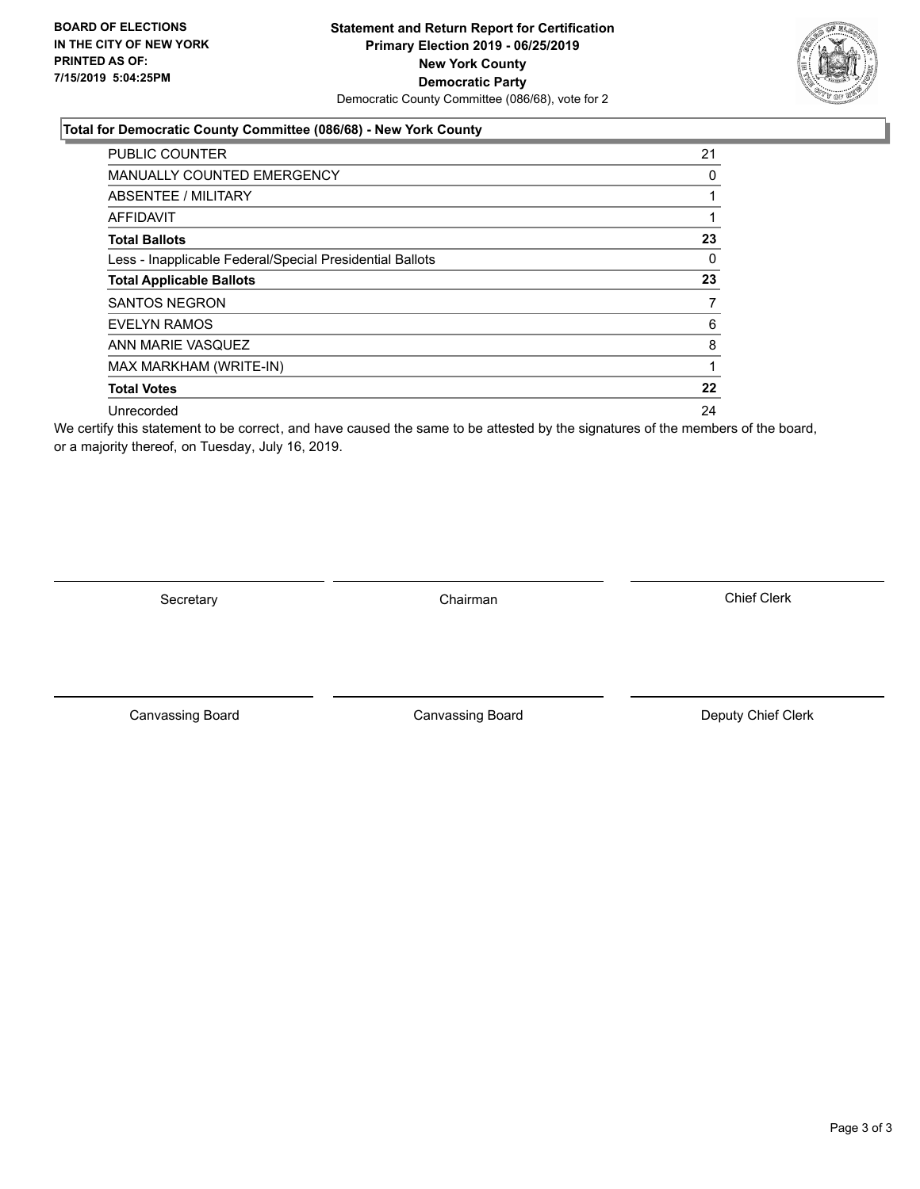**BOARD OF ELECTIONS IN THE CITY OF NEW YORK PRINTED AS OF: 7/15/2019 5:04:25PM**

**Statement and Return Report for Certification**
**Primary Election 2019 - 06/25/2019**
**New York County**
**Democratic Party**
Democratic County Committee (086/68), vote for 2

**Total for Democratic County Committee (086/68) - New York County**

| | |
|---|---|
| PUBLIC COUNTER | 21 |
| MANUALLY COUNTED EMERGENCY | 0 |
| ABSENTEE / MILITARY | 1 |
| AFFIDAVIT | 1 |
| **Total Ballots** | **23** |
| Less - Inapplicable Federal/Special Presidential Ballots | 0 |
| **Total Applicable Ballots** | **23** |
| SANTOS NEGRON | 7 |
| EVELYN RAMOS | 6 |
| ANN MARIE VASQUEZ | 8 |
| MAX MARKHAM (WRITE-IN) | 1 |
| **Total Votes** | **22** |
| Unrecorded | 24 |

We certify this statement to be correct, and have caused the same to be attested by the signatures of the members of the board, or a majority thereof, on Tuesday, July 16, 2019.

Secretary

Chairman

Chief Clerk

Canvassing Board

Canvassing Board

Deputy Chief Clerk